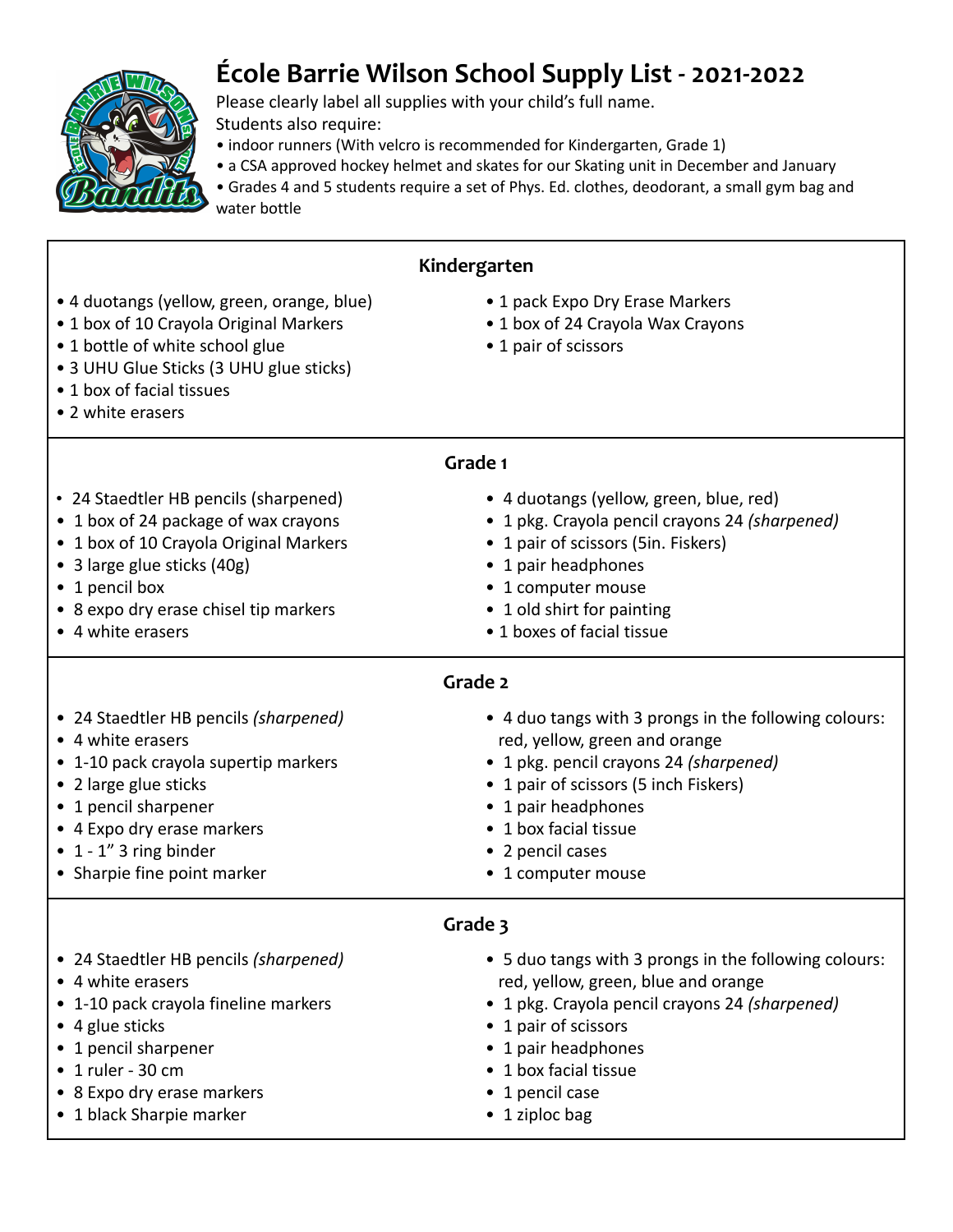# École Barrie Wilson School Supply List - 2021-2022

Please clearly label all supplies with your child's full name.

Students also require:

- indoor runners (With velcro is recommended for Kindergarten, Grade 1)
- a CSA approved hockey helmet and skates for our Skating unit in December and January
- Grades 4 and 5 students require a set of Phys. Ed. clothes, deodorant, a small gym bag and water bottle

## Kindergarten

- 4 duotangs (yellow, green, orange, blue)
- 1 box of 10 Crayola Original Markers
- 1 bottle of white school glue
- 3 UHU Glue Sticks (3 UHU glue sticks)
- 1 box of facial tissues
- 2 white erasers
- 1 pack Expo Dry Erase Markers
- 1 box of 24 Crayola Wax Crayons
- 1 pair of scissors

## Grade 1

- 24 Staedtler HB pencils (sharpened)
- 1 box of 24 package of wax crayons
- 1 box of 10 Crayola Original Markers
- 3 large glue sticks (40g)
- 1 pencil box
- 8 expo dry erase chisel tip markers
- 4 white erasers
- 4 duotangs (yellow, green, blue, red)
- 1 pkg. Crayola pencil crayons 24 *(sharpened)*
- 1 pair of scissors (5in. Fiskers)
- 1 pair headphones
- 1 computer mouse
- 1 old shirt for painting
- 1 boxes of facial tissue

## Grade 2

- 24 Staedtler HB pencils *(sharpened)*
- 4 white erasers
- 1-10 pack crayola supertip markers
- 2 large glue sticks
- 1 pencil sharpener
- 4 Expo dry erase markers
- 1 - 1" 3 ring binder
- Sharpie fine point marker
- 4 duo tangs with 3 prongs in the following colours: red, yellow, green and orange
- 1 pkg. pencil crayons 24 *(sharpened)*
- 1 pair of scissors (5 inch Fiskers)
- 1 pair headphones
- 1 box facial tissue
- 2 pencil cases
- 1 computer mouse

## Grade 3

- 24 Staedtler HB pencils *(sharpened)*
- 4 white erasers
- 1-10 pack crayola fineline markers
- 4 glue sticks
- 1 pencil sharpener
- 1 ruler - 30 cm
- 8 Expo dry erase markers
- 1 black Sharpie marker
- 5 duo tangs with 3 prongs in the following colours: red, yellow, green, blue and orange
- 1 pkg. Crayola pencil crayons 24 *(sharpened)*
- 1 pair of scissors
- 1 pair headphones
- 1 box facial tissue
- 1 pencil case
- 1 ziploc bag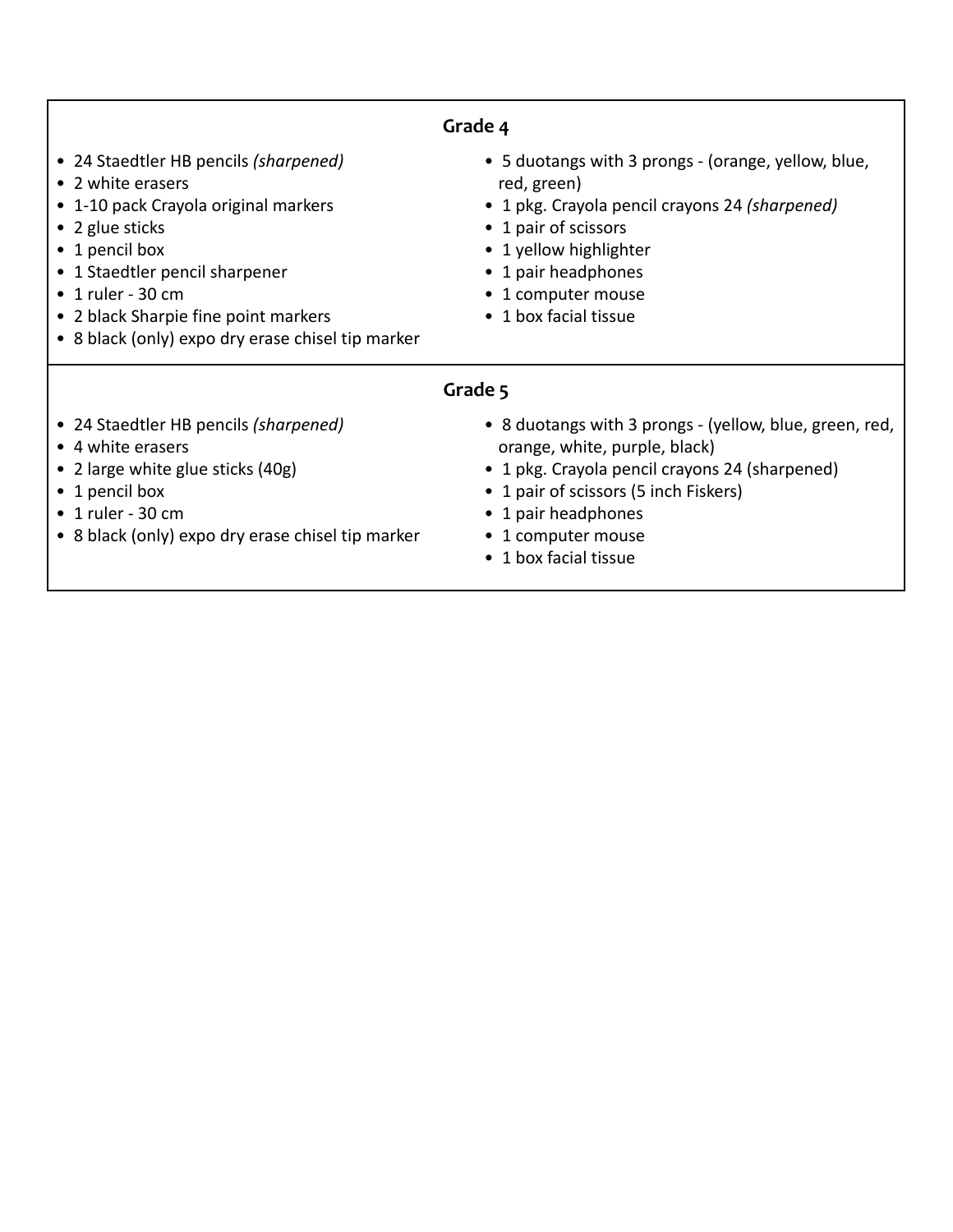## Grade 4

- 24 Staedtler HB pencils *(sharpened)*
- 2 white erasers
- 1-10 pack Crayola original markers
- 2 glue sticks
- 1 pencil box
- 1 Staedtler pencil sharpener
- 1 ruler - 30 cm
- 2 black Sharpie fine point markers
- 8 black (only) expo dry erase chisel tip marker
- 5 duotangs with 3 prongs - (orange, yellow, blue, red, green)
- 1 pkg. Crayola pencil crayons 24 *(sharpened)*
- 1 pair of scissors
- 1 yellow highlighter
- 1 pair headphones
- 1 computer mouse
- 1 box facial tissue

## Grade 5

- 24 Staedtler HB pencils *(sharpened)*
- 4 white erasers
- 2 large white glue sticks (40g)
- 1 pencil box
- 1 ruler - 30 cm
- 8 black (only) expo dry erase chisel tip marker
- 8 duotangs with 3 prongs - (yellow, blue, green, red, orange, white, purple, black)
- 1 pkg. Crayola pencil crayons 24 (sharpened)
- 1 pair of scissors (5 inch Fiskers)
- 1 pair headphones
- 1 computer mouse
- 1 box facial tissue